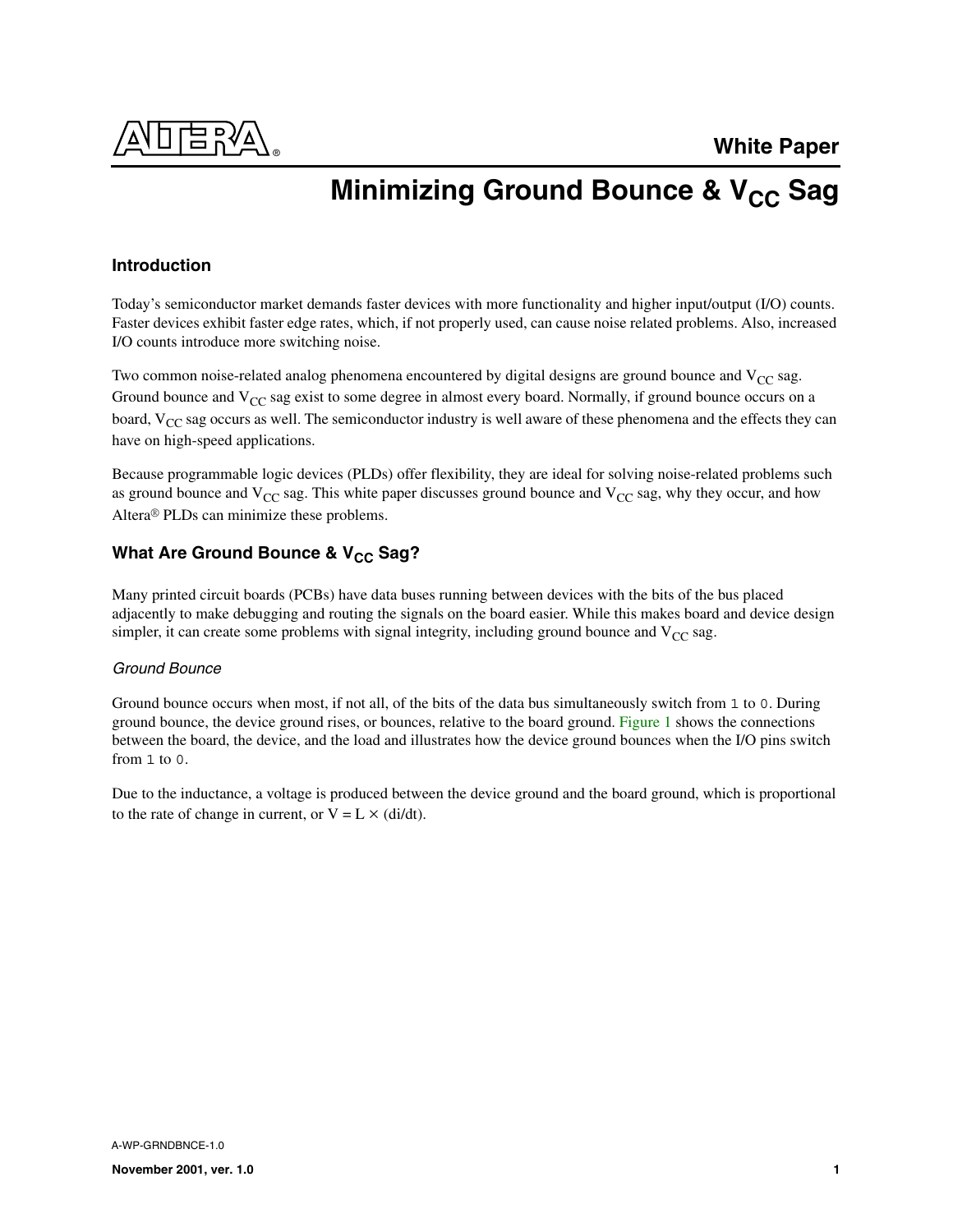White Paper

# Minimizing Ground Bounce & $V_{CC}$ Sag

## Introduction

Today's semiconductor market demands faster devices with more functionality and higher input/output (I/O) counts. Faster devices exhibit faster edge rates, which, if not properly used, can cause noise related problems. Also, increased I/O counts introduce more switching noise.

Two common noise-related analog phenomena encountered by digital designs are ground bounce and $V_{CC}$ sag. Ground bounce and $V_{CC}$ sag exist to some degree in almost every board. Normally, if ground bounce occurs on a board, $V_{CC}$ sag occurs as well. The semiconductor industry is well aware of these phenomena and the effects they can have on high-speed applications.

Because programmable logic devices (PLDs) offer flexibility, they are ideal for solving noise-related problems such as ground bounce and $V_{CC}$ sag. This white paper discusses ground bounce and $V_{CC}$ sag, why they occur, and how Altera® PLDs can minimize these problems.

## What Are Ground Bounce & $V_{CC}$ Sag?

Many printed circuit boards (PCBs) have data buses running between devices with the bits of the bus placed adjacently to make debugging and routing the signals on the board easier. While this makes board and device design simpler, it can create some problems with signal integrity, including ground bounce and $V_{CC}$ sag.

### *Ground Bounce*

Ground bounce occurs when most, if not all, of the bits of the data bus simultaneously switch from `1` to `0`. During ground bounce, the device ground rises, or bounces, relative to the board ground. Figure 1 shows the connections between the board, the device, and the load and illustrates how the device ground bounces when the I/O pins switch from `1` to `0`.

Due to the inductance, a voltage is produced between the device ground and the board ground, which is proportional to the rate of change in current, or $V = L \times (di/dt)$.

A-WP-GRNDBNCE-1.0

**November 2001, ver. 1.0**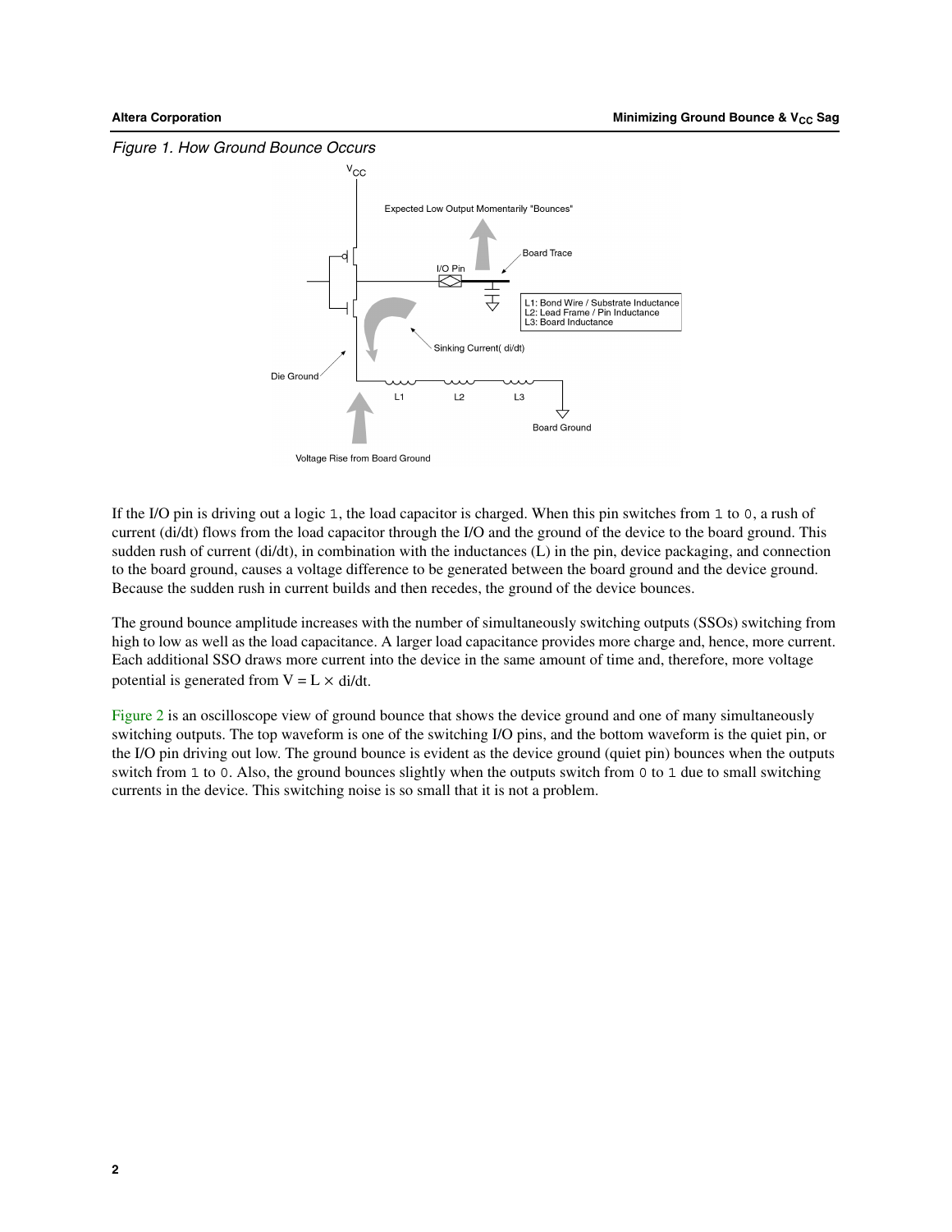*Figure 1. How Ground Bounce Occurs*

If the I/O pin is driving out a logic `1`, the load capacitor is charged. When this pin switches from `1` to `0`, a rush of current (di/dt) flows from the load capacitor through the I/O and the ground of the device to the board ground. This sudden rush of current (di/dt), in combination with the inductances (L) in the pin, device packaging, and connection to the board ground, causes a voltage difference to be generated between the board ground and the device ground. Because the sudden rush in current builds and then recedes, the ground of the device bounces.

The ground bounce amplitude increases with the number of simultaneously switching outputs (SSOs) switching from high to low as well as the load capacitance. A larger load capacitance provides more charge and, hence, more current. Each additional SSO draws more current into the device in the same amount of time and, therefore, more voltage potential is generated from $V = L \times di/dt$.

Figure 2 is an oscilloscope view of ground bounce that shows the device ground and one of many simultaneously switching outputs. The top waveform is one of the switching I/O pins, and the bottom waveform is the quiet pin, or the I/O pin driving out low. The ground bounce is evident as the device ground (quiet pin) bounces when the outputs switch from `1` to `0`. Also, the ground bounces slightly when the outputs switch from `0` to `1` due to small switching currents in the device. This switching noise is so small that it is not a problem.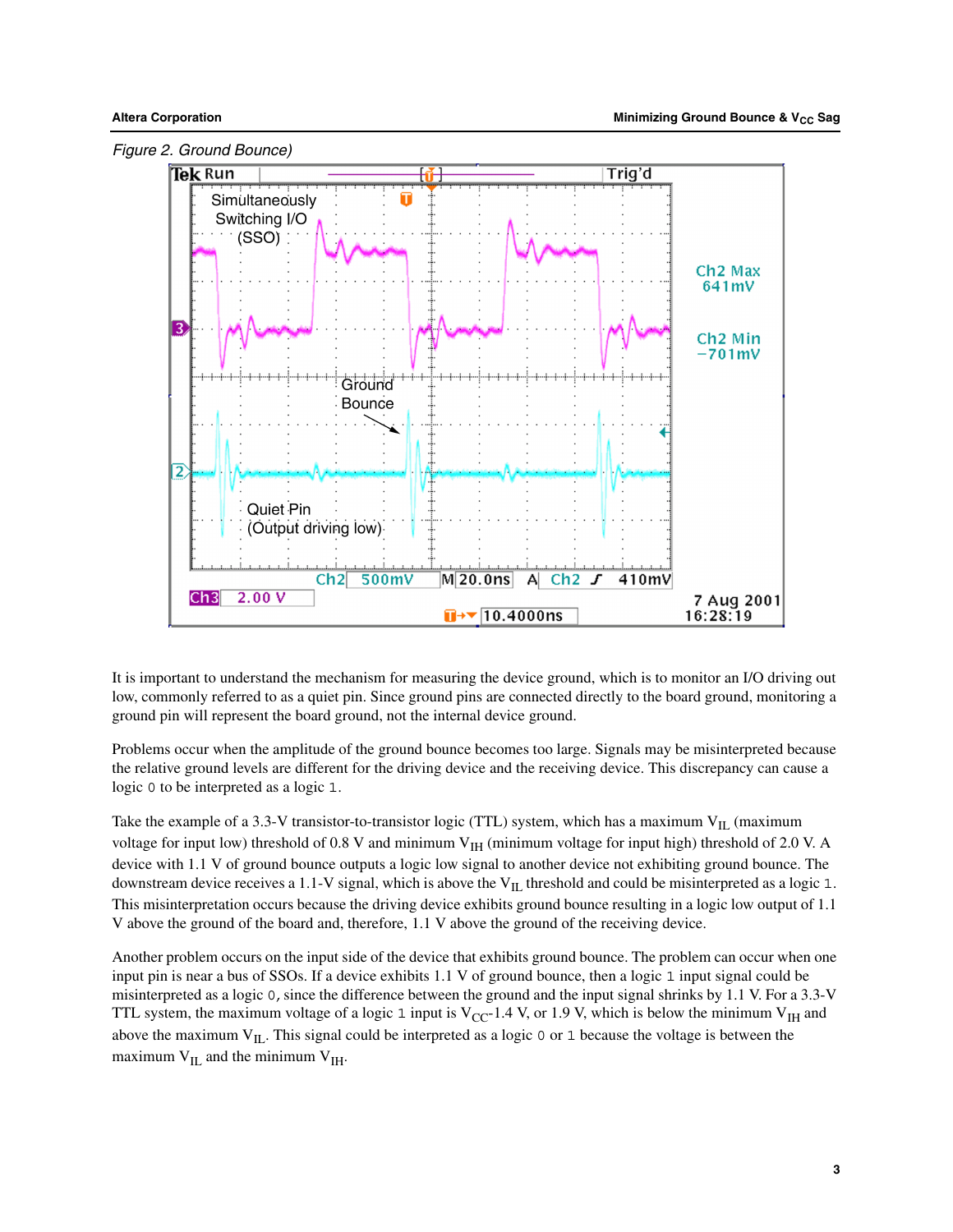*Figure 2. Ground Bounce)*

It is important to understand the mechanism for measuring the device ground, which is to monitor an I/O driving out low, commonly referred to as a quiet pin. Since ground pins are connected directly to the board ground, monitoring a ground pin will represent the board ground, not the internal device ground.

Problems occur when the amplitude of the ground bounce becomes too large. Signals may be misinterpreted because the relative ground levels are different for the driving device and the receiving device. This discrepancy can cause a logic `0` to be interpreted as a logic `1`.

Take the example of a 3.3-V transistor-to-transistor logic (TTL) system, which has a maximum $V_{IL}$ (maximum voltage for input low) threshold of 0.8 V and minimum $V_{IH}$ (minimum voltage for input high) threshold of 2.0 V. A device with 1.1 V of ground bounce outputs a logic low signal to another device not exhibiting ground bounce. The downstream device receives a 1.1-V signal, which is above the $V_{IL}$ threshold and could be misinterpreted as a logic `1`. This misinterpretation occurs because the driving device exhibits ground bounce resulting in a logic low output of 1.1 V above the ground of the board and, therefore, 1.1 V above the ground of the receiving device.

Another problem occurs on the input side of the device that exhibits ground bounce. The problem can occur when one input pin is near a bus of SSOs. If a device exhibits 1.1 V of ground bounce, then a logic `1` input signal could be misinterpreted as a logic `0`, since the difference between the ground and the input signal shrinks by 1.1 V. For a 3.3-V TTL system, the maximum voltage of a logic `1` input is $V_{CC}$-1.4 V, or 1.9 V, which is below the minimum $V_{IH}$ and above the maximum $V_{IL}$. This signal could be interpreted as a logic `0` or `1` because the voltage is between the maximum $V_{IL}$ and the minimum $V_{IH}$.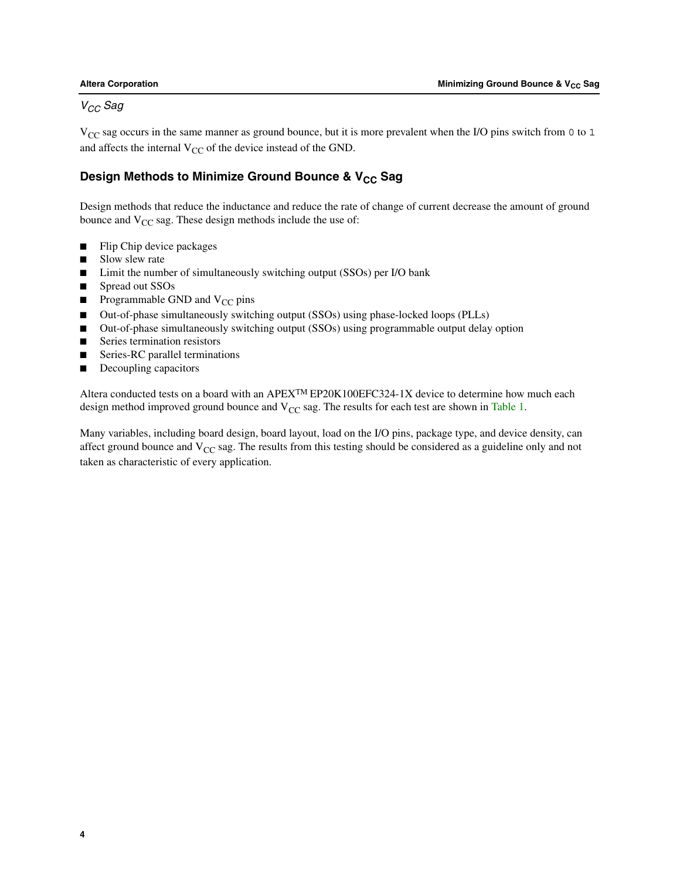### *$V_{CC}$ Sag*

$V_{CC}$ sag occurs in the same manner as ground bounce, but it is more prevalent when the I/O pins switch from `0` to `1` and affects the internal $V_{CC}$ of the device instead of the GND.

## Design Methods to Minimize Ground Bounce & $V_{CC}$ Sag

Design methods that reduce the inductance and reduce the rate of change of current decrease the amount of ground bounce and $V_{CC}$ sag. These design methods include the use of:

- Flip Chip device packages
- Slow slew rate
- Limit the number of simultaneously switching output (SSOs) per I/O bank
- Spread out SSOs
- Programmable GND and $V_{CC}$ pins
- Out-of-phase simultaneously switching output (SSOs) using phase-locked loops (PLLs)
- Out-of-phase simultaneously switching output (SSOs) using programmable output delay option
- Series termination resistors
- Series-RC parallel terminations
- Decoupling capacitors

Altera conducted tests on a board with an APEX™ EP20K100EFC324-1X device to determine how much each design method improved ground bounce and $V_{CC}$ sag. The results for each test are shown in Table 1.

Many variables, including board design, board layout, load on the I/O pins, package type, and device density, can affect ground bounce and $V_{CC}$ sag. The results from this testing should be considered as a guideline only and not taken as characteristic of every application.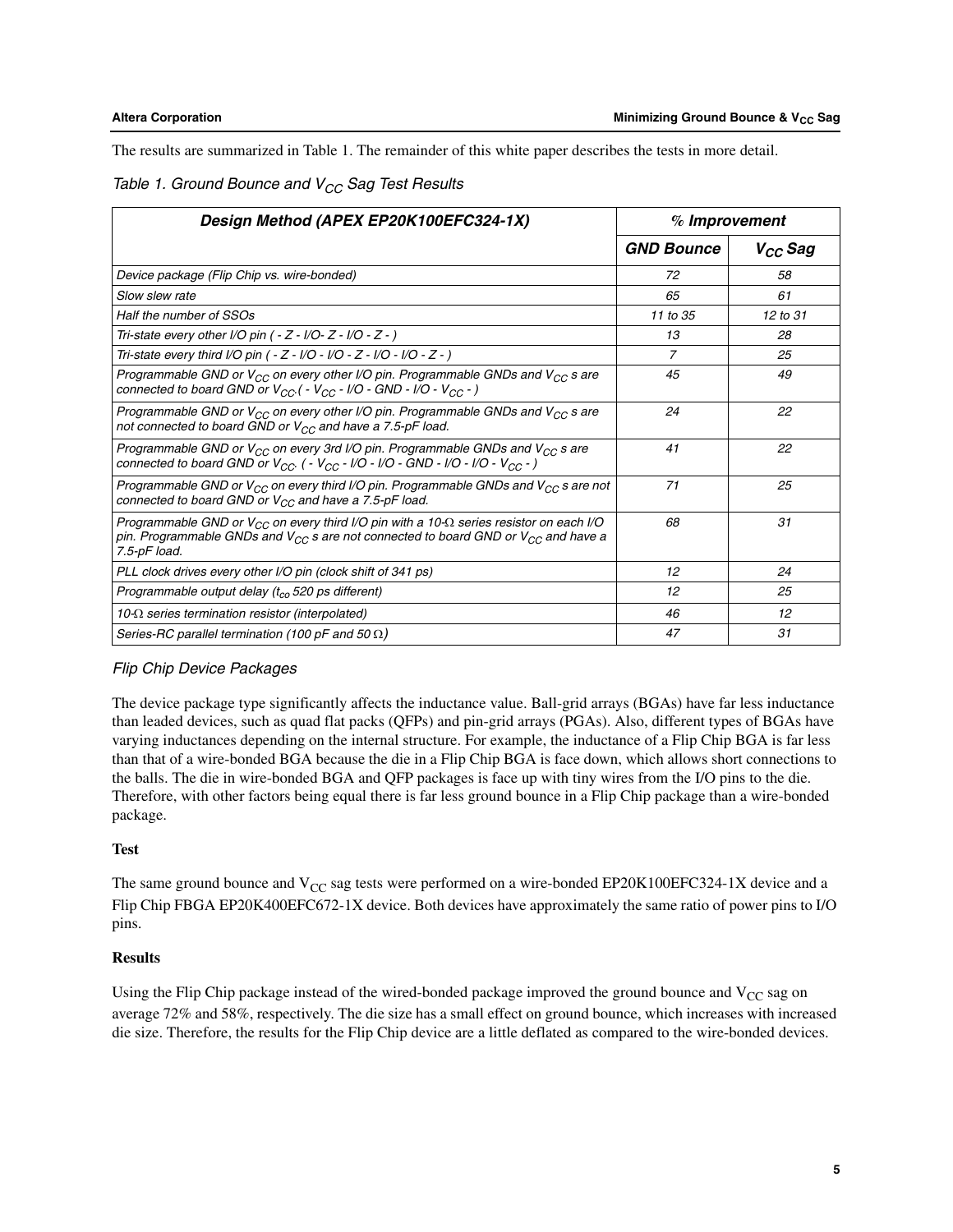The results are summarized in Table 1. The remainder of this white paper describes the tests in more detail.

*Table 1. Ground Bounce and $V_{CC}$ Sag Test Results*

| Design Method (APEX EP20K100EFC324-1X) | % Improvement | |
|---|---|---|
| | GND Bounce | $V_{CC}$ Sag |
| Device package (Flip Chip vs. wire-bonded) | 72 | 58 |
| Slow slew rate | 65 | 61 |
| Half the number of SSOs | 11 to 35 | 12 to 31 |
| Tri-state every other I/O pin ( - Z - I/O- Z - I/O - Z - ) | 13 | 28 |
| Tri-state every third I/O pin ( - Z - I/O - I/O - Z - I/O - I/O - Z - ) | 7 | 25 |
| Programmable GND or $V_{CC}$ on every other I/O pin. Programmable GNDs and $V_{CC}$ s are connected to board GND or $V_{CC}$.( - $V_{CC}$ - I/O - GND - I/O - $V_{CC}$ - ) | 45 | 49 |
| Programmable GND or $V_{CC}$ on every other I/O pin. Programmable GNDs and $V_{CC}$ s are not connected to board GND or $V_{CC}$ and have a 7.5-pF load. | 24 | 22 |
| Programmable GND or $V_{CC}$ on every 3rd I/O pin. Programmable GNDs and $V_{CC}$ s are connected to board GND or $V_{CC}$. ( - $V_{CC}$ - I/O - I/O - GND - I/O - I/O - $V_{CC}$ - ) | 41 | 22 |
| Programmable GND or $V_{CC}$ on every third I/O pin. Programmable GNDs and $V_{CC}$ s are not connected to board GND or $V_{CC}$ and have a 7.5-pF load. | 71 | 25 |
| Programmable GND or $V_{CC}$ on every third I/O pin with a 10-Ω series resistor on each I/O pin. Programmable GNDs and $V_{CC}$ s are not connected to board GND or $V_{CC}$ and have a 7.5-pF load. | 68 | 31 |
| PLL clock drives every other I/O pin (clock shift of 341 ps) | 12 | 24 |
| Programmable output delay ($t_{co}$ 520 ps different) | 12 | 25 |
| 10-Ω series termination resistor (interpolated) | 46 | 12 |
| Series-RC parallel termination (100 pF and 50 Ω) | 47 | 31 |

### *Flip Chip Device Packages*

The device package type significantly affects the inductance value. Ball-grid arrays (BGAs) have far less inductance than leaded devices, such as quad flat packs (QFPs) and pin-grid arrays (PGAs). Also, different types of BGAs have varying inductances depending on the internal structure. For example, the inductance of a Flip Chip BGA is far less than that of a wire-bonded BGA because the die in a Flip Chip BGA is face down, which allows short connections to the balls. The die in wire-bonded BGA and QFP packages is face up with tiny wires from the I/O pins to the die. Therefore, with other factors being equal there is far less ground bounce in a Flip Chip package than a wire-bonded package.

**Test**

The same ground bounce and $V_{CC}$ sag tests were performed on a wire-bonded EP20K100EFC324-1X device and a Flip Chip FBGA EP20K400EFC672-1X device. Both devices have approximately the same ratio of power pins to I/O pins.

**Results**

Using the Flip Chip package instead of the wired-bonded package improved the ground bounce and $V_{CC}$ sag on average 72% and 58%, respectively. The die size has a small effect on ground bounce, which increases with increased die size. Therefore, the results for the Flip Chip device are a little deflated as compared to the wire-bonded devices.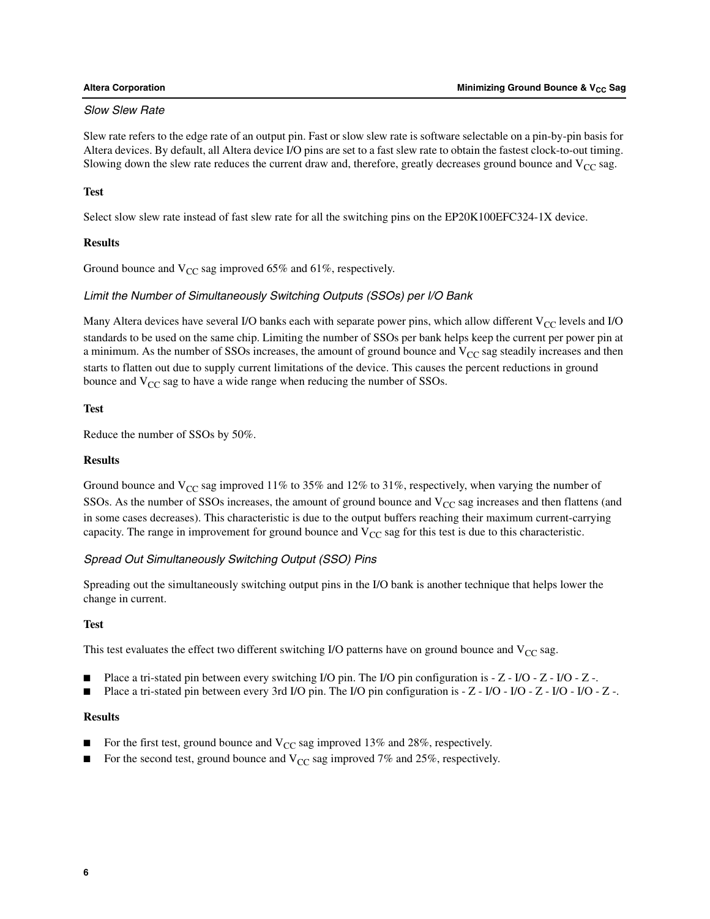### *Slow Slew Rate*

Slew rate refers to the edge rate of an output pin. Fast or slow slew rate is software selectable on a pin-by-pin basis for Altera devices. By default, all Altera device I/O pins are set to a fast slew rate to obtain the fastest clock-to-out timing. Slowing down the slew rate reduces the current draw and, therefore, greatly decreases ground bounce and $V_{CC}$ sag.

**Test**

Select slow slew rate instead of fast slew rate for all the switching pins on the EP20K100EFC324-1X device.

**Results**

Ground bounce and $V_{CC}$ sag improved 65% and 61%, respectively.

### *Limit the Number of Simultaneously Switching Outputs (SSOs) per I/O Bank*

Many Altera devices have several I/O banks each with separate power pins, which allow different $V_{CC}$ levels and I/O standards to be used on the same chip. Limiting the number of SSOs per bank helps keep the current per power pin at a minimum. As the number of SSOs increases, the amount of ground bounce and $V_{CC}$ sag steadily increases and then starts to flatten out due to supply current limitations of the device. This causes the percent reductions in ground bounce and $V_{CC}$ sag to have a wide range when reducing the number of SSOs.

**Test**

Reduce the number of SSOs by 50%.

**Results**

Ground bounce and $V_{CC}$ sag improved 11% to 35% and 12% to 31%, respectively, when varying the number of SSOs. As the number of SSOs increases, the amount of ground bounce and $V_{CC}$ sag increases and then flattens (and in some cases decreases). This characteristic is due to the output buffers reaching their maximum current-carrying capacity. The range in improvement for ground bounce and $V_{CC}$ sag for this test is due to this characteristic.

### *Spread Out Simultaneously Switching Output (SSO) Pins*

Spreading out the simultaneously switching output pins in the I/O bank is another technique that helps lower the change in current.

**Test**

This test evaluates the effect two different switching I/O patterns have on ground bounce and $V_{CC}$ sag.

- Place a tri-stated pin between every switching I/O pin. The I/O pin configuration is - Z - I/O - Z - I/O - Z -.
- Place a tri-stated pin between every 3rd I/O pin. The I/O pin configuration is - Z - I/O - I/O - Z - I/O - I/O - Z -.

**Results**

- For the first test, ground bounce and $V_{CC}$ sag improved 13% and 28%, respectively.
- For the second test, ground bounce and $V_{CC}$ sag improved 7% and 25%, respectively.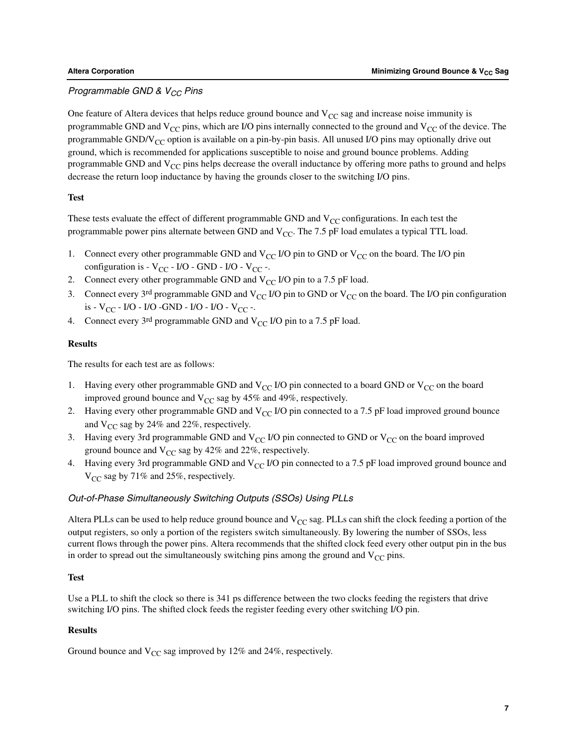### *Programmable GND & $V_{CC}$ Pins*

One feature of Altera devices that helps reduce ground bounce and $V_{CC}$ sag and increase noise immunity is programmable GND and $V_{CC}$ pins, which are I/O pins internally connected to the ground and $V_{CC}$ of the device. The programmable GND/$V_{CC}$ option is available on a pin-by-pin basis. All unused I/O pins may optionally drive out ground, which is recommended for applications susceptible to noise and ground bounce problems. Adding programmable GND and $V_{CC}$ pins helps decrease the overall inductance by offering more paths to ground and helps decrease the return loop inductance by having the grounds closer to the switching I/O pins.

**Test**

These tests evaluate the effect of different programmable GND and $V_{CC}$ configurations. In each test the programmable power pins alternate between GND and $V_{CC}$. The 7.5 pF load emulates a typical TTL load.

1. Connect every other programmable GND and $V_{CC}$ I/O pin to GND or $V_{CC}$ on the board. The I/O pin configuration is - $V_{CC}$ - I/O - GND - I/O - $V_{CC}$ -.
2. Connect every other programmable GND and $V_{CC}$ I/O pin to a 7.5 pF load.
3. Connect every 3rd programmable GND and $V_{CC}$ I/O pin to GND or $V_{CC}$ on the board. The I/O pin configuration is - $V_{CC}$ - I/O - I/O -GND - I/O - I/O - $V_{CC}$ -.
4. Connect every 3rd programmable GND and $V_{CC}$ I/O pin to a 7.5 pF load.

**Results**

The results for each test are as follows:

1. Having every other programmable GND and $V_{CC}$ I/O pin connected to a board GND or $V_{CC}$ on the board improved ground bounce and $V_{CC}$ sag by 45% and 49%, respectively.
2. Having every other programmable GND and $V_{CC}$ I/O pin connected to a 7.5 pF load improved ground bounce and $V_{CC}$ sag by 24% and 22%, respectively.
3. Having every 3rd programmable GND and $V_{CC}$ I/O pin connected to GND or $V_{CC}$ on the board improved ground bounce and $V_{CC}$ sag by 42% and 22%, respectively.
4. Having every 3rd programmable GND and $V_{CC}$ I/O pin connected to a 7.5 pF load improved ground bounce and $V_{CC}$ sag by 71% and 25%, respectively.

### *Out-of-Phase Simultaneously Switching Outputs (SSOs) Using PLLs*

Altera PLLs can be used to help reduce ground bounce and $V_{CC}$ sag. PLLs can shift the clock feeding a portion of the output registers, so only a portion of the registers switch simultaneously. By lowering the number of SSOs, less current flows through the power pins. Altera recommends that the shifted clock feed every other output pin in the bus in order to spread out the simultaneously switching pins among the ground and $V_{CC}$ pins.

**Test**

Use a PLL to shift the clock so there is 341 ps difference between the two clocks feeding the registers that drive switching I/O pins. The shifted clock feeds the register feeding every other switching I/O pin.

**Results**

Ground bounce and $V_{CC}$ sag improved by 12% and 24%, respectively.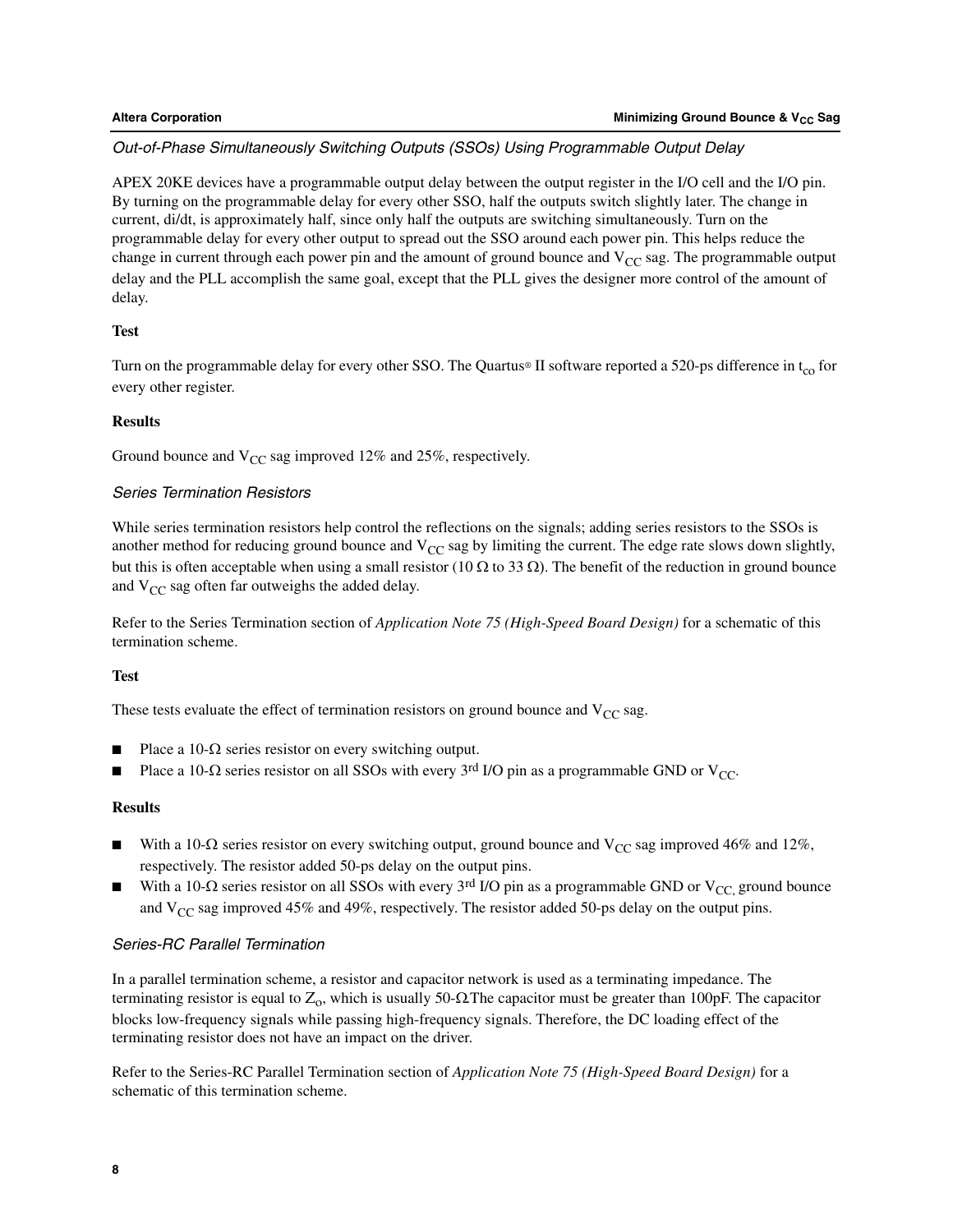### *Out-of-Phase Simultaneously Switching Outputs (SSOs) Using Programmable Output Delay*

APEX 20KE devices have a programmable output delay between the output register in the I/O cell and the I/O pin. By turning on the programmable delay for every other SSO, half the outputs switch slightly later. The change in current, di/dt, is approximately half, since only half the outputs are switching simultaneously. Turn on the programmable delay for every other output to spread out the SSO around each power pin. This helps reduce the change in current through each power pin and the amount of ground bounce and $V_{CC}$ sag. The programmable output delay and the PLL accomplish the same goal, except that the PLL gives the designer more control of the amount of delay.

**Test**

Turn on the programmable delay for every other SSO. The Quartus® II software reported a 520-ps difference in $t_{co}$ for every other register.

**Results**

Ground bounce and $V_{CC}$ sag improved 12% and 25%, respectively.

### *Series Termination Resistors*

While series termination resistors help control the reflections on the signals; adding series resistors to the SSOs is another method for reducing ground bounce and $V_{CC}$ sag by limiting the current. The edge rate slows down slightly, but this is often acceptable when using a small resistor (10 Ω to 33 Ω). The benefit of the reduction in ground bounce and $V_{CC}$ sag often far outweighs the added delay.

Refer to the Series Termination section of *Application Note 75 (High-Speed Board Design)* for a schematic of this termination scheme.

**Test**

These tests evaluate the effect of termination resistors on ground bounce and $V_{CC}$ sag.

- Place a 10-Ω series resistor on every switching output.
- Place a 10-Ω series resistor on all SSOs with every 3rd I/O pin as a programmable GND or $V_{CC}$.

**Results**

- With a 10-Ω series resistor on every switching output, ground bounce and $V_{CC}$ sag improved 46% and 12%, respectively. The resistor added 50-ps delay on the output pins.
- With a 10-Ω series resistor on all SSOs with every 3rd I/O pin as a programmable GND or $V_{CC,}$ ground bounce and $V_{CC}$ sag improved 45% and 49%, respectively. The resistor added 50-ps delay on the output pins.

### *Series-RC Parallel Termination*

In a parallel termination scheme, a resistor and capacitor network is used as a terminating impedance. The terminating resistor is equal to $Z_o$, which is usually 50-ΩThe capacitor must be greater than 100pF. The capacitor blocks low-frequency signals while passing high-frequency signals. Therefore, the DC loading effect of the terminating resistor does not have an impact on the driver.

Refer to the Series-RC Parallel Termination section of *Application Note 75 (High-Speed Board Design)* for a schematic of this termination scheme.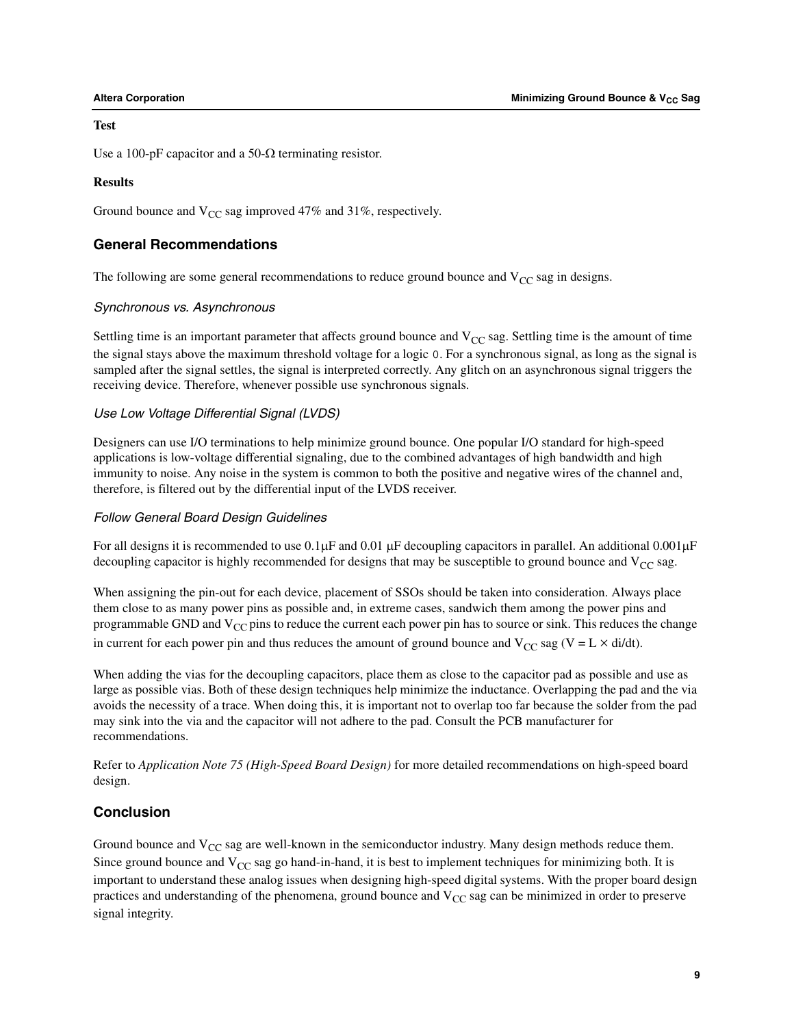**Test**

Use a 100-pF capacitor and a 50-Ω terminating resistor.

**Results**

Ground bounce and $V_{CC}$ sag improved 47% and 31%, respectively.

## General Recommendations

The following are some general recommendations to reduce ground bounce and $V_{CC}$ sag in designs.

### *Synchronous vs. Asynchronous*

Settling time is an important parameter that affects ground bounce and $V_{CC}$ sag. Settling time is the amount of time the signal stays above the maximum threshold voltage for a logic `0`. For a synchronous signal, as long as the signal is sampled after the signal settles, the signal is interpreted correctly. Any glitch on an asynchronous signal triggers the receiving device. Therefore, whenever possible use synchronous signals.

### *Use Low Voltage Differential Signal (LVDS)*

Designers can use I/O terminations to help minimize ground bounce. One popular I/O standard for high-speed applications is low-voltage differential signaling, due to the combined advantages of high bandwidth and high immunity to noise. Any noise in the system is common to both the positive and negative wires of the channel and, therefore, is filtered out by the differential input of the LVDS receiver.

### *Follow General Board Design Guidelines*

For all designs it is recommended to use 0.1μF and 0.01 μF decoupling capacitors in parallel. An additional 0.001μF decoupling capacitor is highly recommended for designs that may be susceptible to ground bounce and $V_{CC}$ sag.

When assigning the pin-out for each device, placement of SSOs should be taken into consideration. Always place them close to as many power pins as possible and, in extreme cases, sandwich them among the power pins and programmable GND and $V_{CC}$ pins to reduce the current each power pin has to source or sink. This reduces the change in current for each power pin and thus reduces the amount of ground bounce and $V_{CC}$ sag ($V = L \times di/dt$).

When adding the vias for the decoupling capacitors, place them as close to the capacitor pad as possible and use as large as possible vias. Both of these design techniques help minimize the inductance. Overlapping the pad and the via avoids the necessity of a trace. When doing this, it is important not to overlap too far because the solder from the pad may sink into the via and the capacitor will not adhere to the pad. Consult the PCB manufacturer for recommendations.

Refer to *Application Note 75 (High-Speed Board Design)* for more detailed recommendations on high-speed board design.

## Conclusion

Ground bounce and $V_{CC}$ sag are well-known in the semiconductor industry. Many design methods reduce them. Since ground bounce and $V_{CC}$ sag go hand-in-hand, it is best to implement techniques for minimizing both. It is important to understand these analog issues when designing high-speed digital systems. With the proper board design practices and understanding of the phenomena, ground bounce and $V_{CC}$ sag can be minimized in order to preserve signal integrity.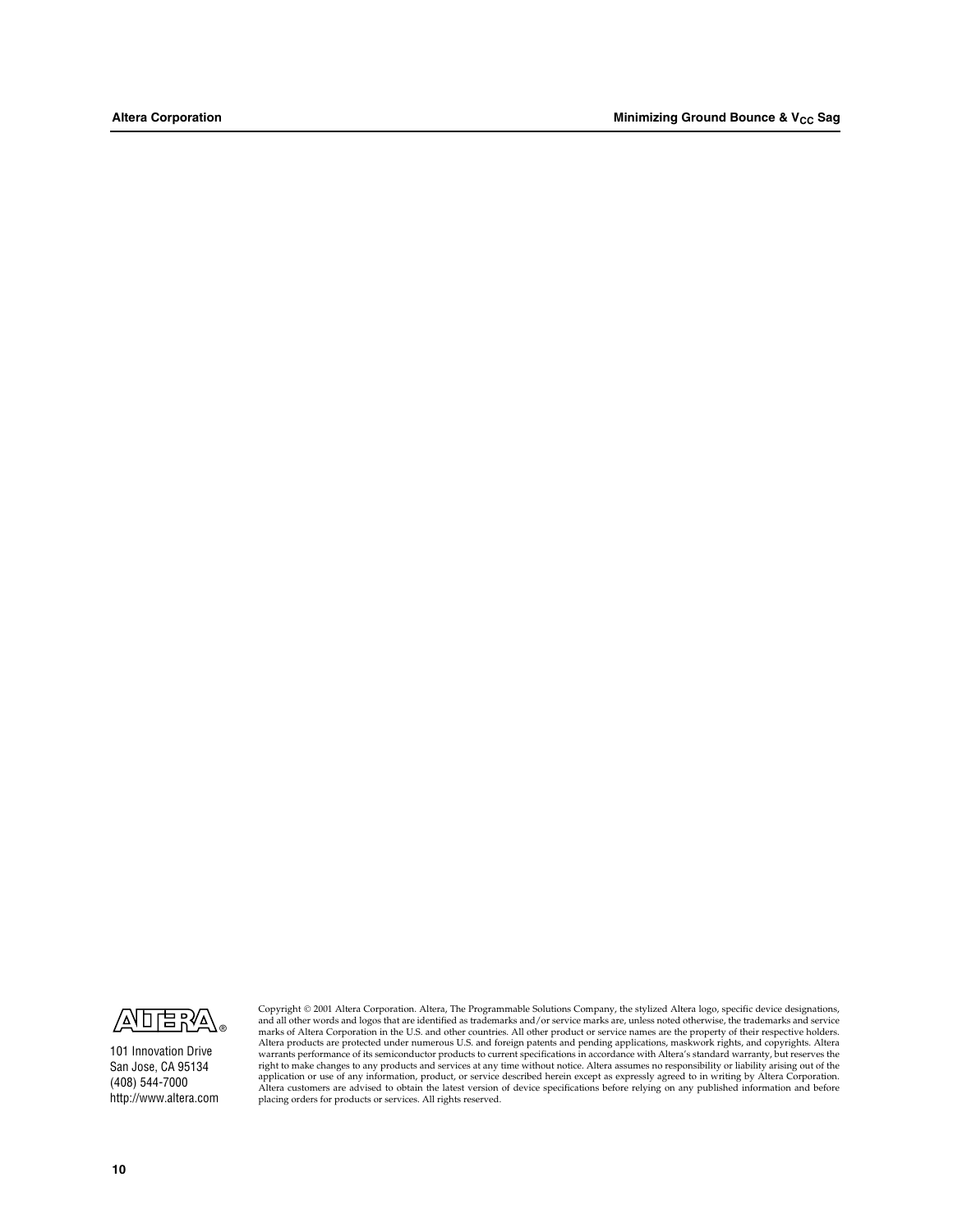ALTERA®

101 Innovation Drive
San Jose, CA 95134
(408) 544-7000
http://www.altera.com

Copyright © 2001 Altera Corporation. Altera, The Programmable Solutions Company, the stylized Altera logo, specific device designations, and all other words and logos that are identified as trademarks and/or service marks are, unless noted otherwise, the trademarks and service marks of Altera Corporation in the U.S. and other countries. All other product or service names are the property of their respective holders. Altera products are protected under numerous U.S. and foreign patents and pending applications, maskwork rights, and copyrights. Altera warrants performance of its semiconductor products to current specifications in accordance with Altera's standard warranty, but reserves the right to make changes to any products and services at any time without notice. Altera assumes no responsibility or liability arising out of the application or use of any information, product, or service described herein except as expressly agreed to in writing by Altera Corporation. Altera customers are advised to obtain the latest version of device specifications before relying on any published information and before placing orders for products or services. All rights reserved.